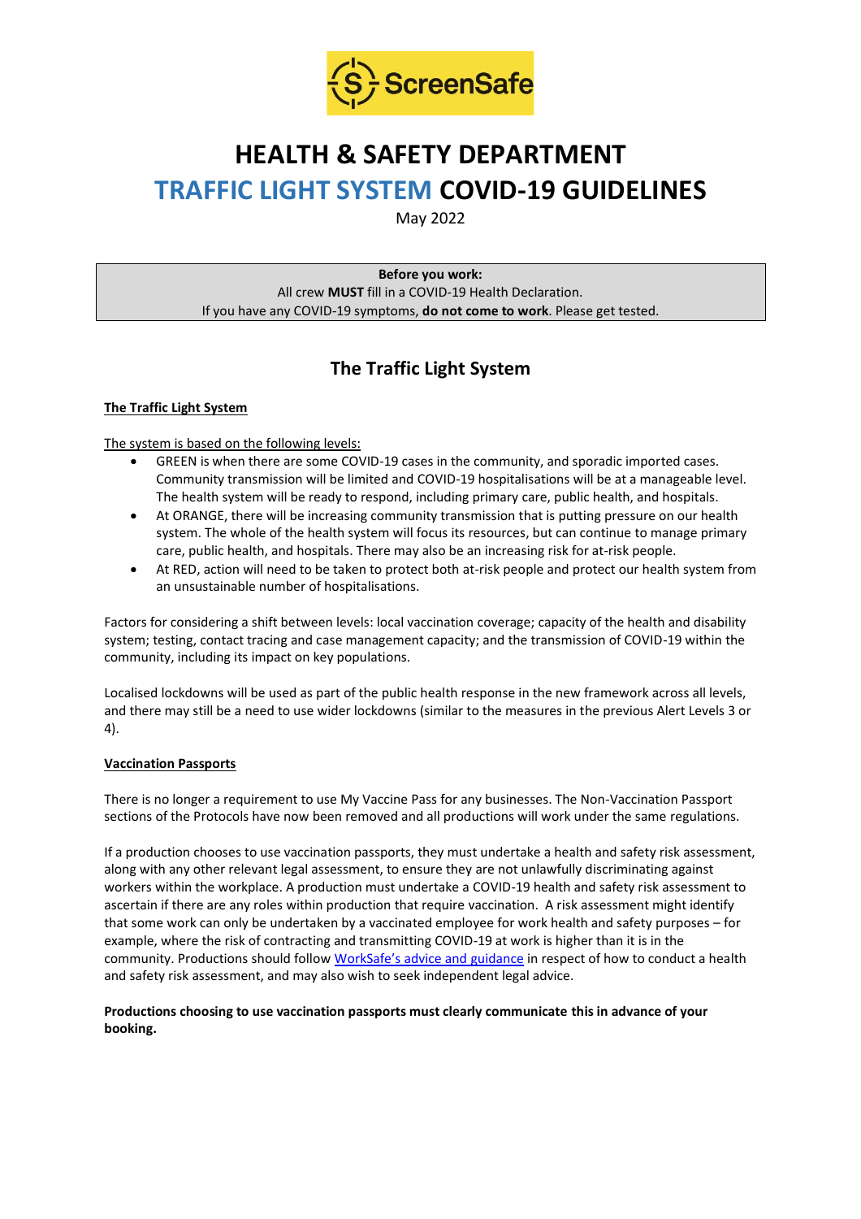ScreenSafe

# HEALTH & SAFETY DEPARTMENT

# TRAFFIC LIGHT SYSTEM COVID-19 GUIDELINES

May 2022

**Before you work:**
All crew **MUST** fill in a COVID-19 Health Declaration.
If you have any COVID-19 symptoms, **do not come to work**. Please get tested.

## The Traffic Light System

**The Traffic Light System**

The system is based on the following levels:

- GREEN is when there are some COVID-19 cases in the community, and sporadic imported cases. Community transmission will be limited and COVID-19 hospitalisations will be at a manageable level. The health system will be ready to respond, including primary care, public health, and hospitals.
- At ORANGE, there will be increasing community transmission that is putting pressure on our health system. The whole of the health system will focus its resources, but can continue to manage primary care, public health, and hospitals. There may also be an increasing risk for at-risk people.
- At RED, action will need to be taken to protect both at-risk people and protect our health system from an unsustainable number of hospitalisations.

Factors for considering a shift between levels: local vaccination coverage; capacity of the health and disability system; testing, contact tracing and case management capacity; and the transmission of COVID-19 within the community, including its impact on key populations.

Localised lockdowns will be used as part of the public health response in the new framework across all levels, and there may still be a need to use wider lockdowns (similar to the measures in the previous Alert Levels 3 or 4).

**Vaccination Passports**

There is no longer a requirement to use My Vaccine Pass for any businesses. The Non-Vaccination Passport sections of the Protocols have now been removed and all productions will work under the same regulations.

If a production chooses to use vaccination passports, they must undertake a health and safety risk assessment, along with any other relevant legal assessment, to ensure they are not unlawfully discriminating against workers within the workplace. A production must undertake a COVID-19 health and safety risk assessment to ascertain if there are any roles within production that require vaccination. A risk assessment might identify that some work can only be undertaken by a vaccinated employee for work health and safety purposes – for example, where the risk of contracting and transmitting COVID-19 at work is higher than it is in the community. Productions should follow WorkSafe's advice and guidance in respect of how to conduct a health and safety risk assessment, and may also wish to seek independent legal advice.

**Productions choosing to use vaccination passports must clearly communicate this in advance of your booking.**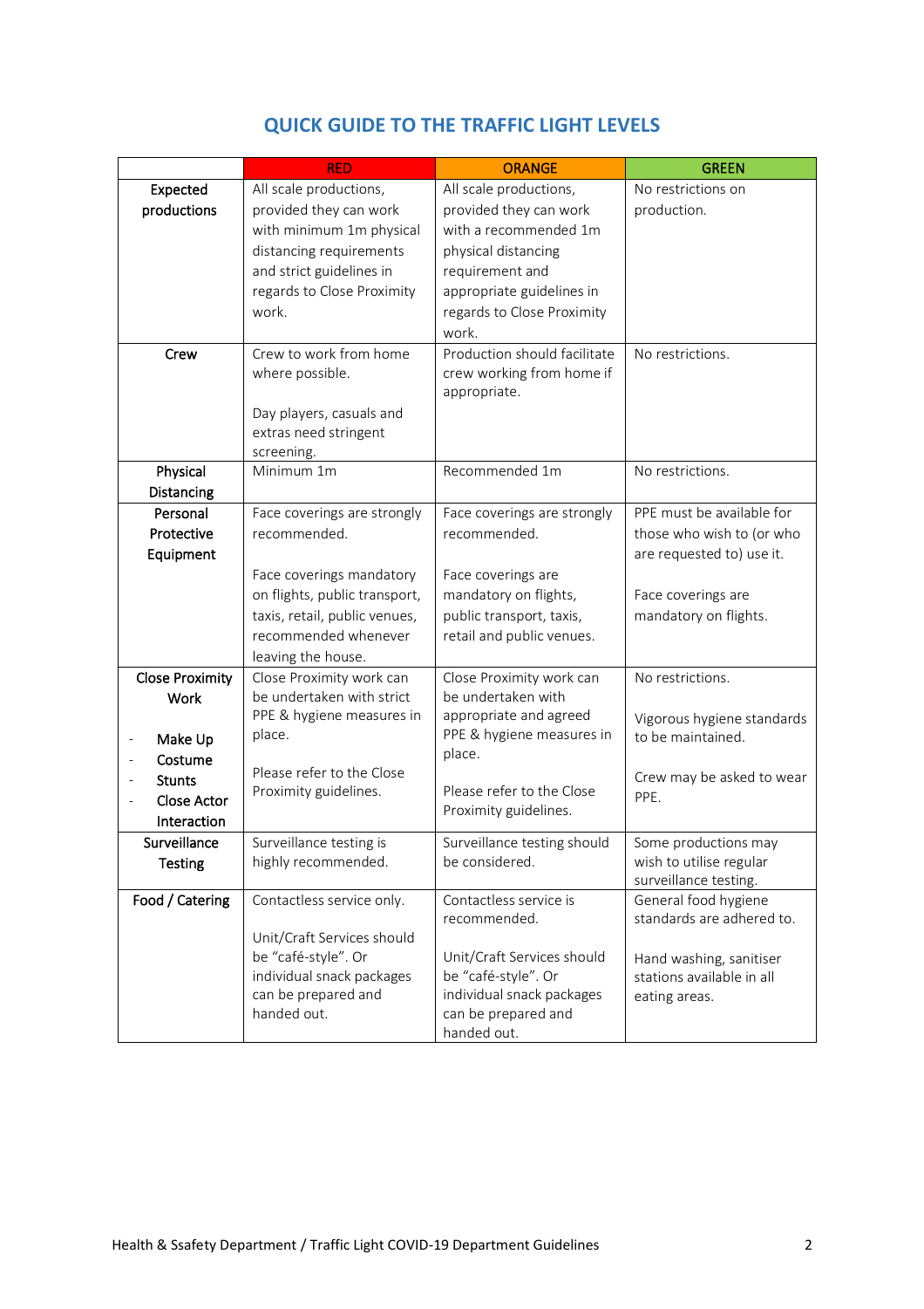## QUICK GUIDE TO THE TRAFFIC LIGHT LEVELS

| | RED | ORANGE | GREEN |
|---|---|---|---|
| **Expected productions** | All scale productions, provided they can work with minimum 1m physical distancing requirements and strict guidelines in regards to Close Proximity work. | All scale productions, provided they can work with a recommended 1m physical distancing requirement and appropriate guidelines in regards to Close Proximity work. | No restrictions on production. |
| **Crew** | Crew to work from home where possible.<br><br>Day players, casuals and extras need stringent screening. | Production should facilitate crew working from home if appropriate. | No restrictions. |
| **Physical Distancing** | Minimum 1m | Recommended 1m | No restrictions. |
| **Personal Protective Equipment** | Face coverings are strongly recommended.<br><br>Face coverings mandatory on flights, public transport, taxis, retail, public venues, recommended whenever leaving the house. | Face coverings are strongly recommended.<br><br>Face coverings are mandatory on flights, public transport, taxis, retail and public venues. | PPE must be available for those who wish to (or who are requested to) use it.<br><br>Face coverings are mandatory on flights. |
| **Close Proximity Work**<br><br>- **Make Up**<br>- **Costume**<br>- **Stunts**<br>- **Close Actor Interaction** | Close Proximity work can be undertaken with strict PPE & hygiene measures in place.<br><br>Please refer to the Close Proximity guidelines. | Close Proximity work can be undertaken with appropriate and agreed PPE & hygiene measures in place.<br><br>Please refer to the Close Proximity guidelines. | No restrictions.<br><br>Vigorous hygiene standards to be maintained.<br><br>Crew may be asked to wear PPE. |
| **Surveillance Testing** | Surveillance testing is highly recommended. | Surveillance testing should be considered. | Some productions may wish to utilise regular surveillance testing. |
| **Food / Catering** | Contactless service only.<br><br>Unit/Craft Services should be "café-style". Or individual snack packages can be prepared and handed out. | Contactless service is recommended.<br><br>Unit/Craft Services should be "café-style". Or individual snack packages can be prepared and handed out. | General food hygiene standards are adhered to.<br><br>Hand washing, sanitiser stations available in all eating areas. |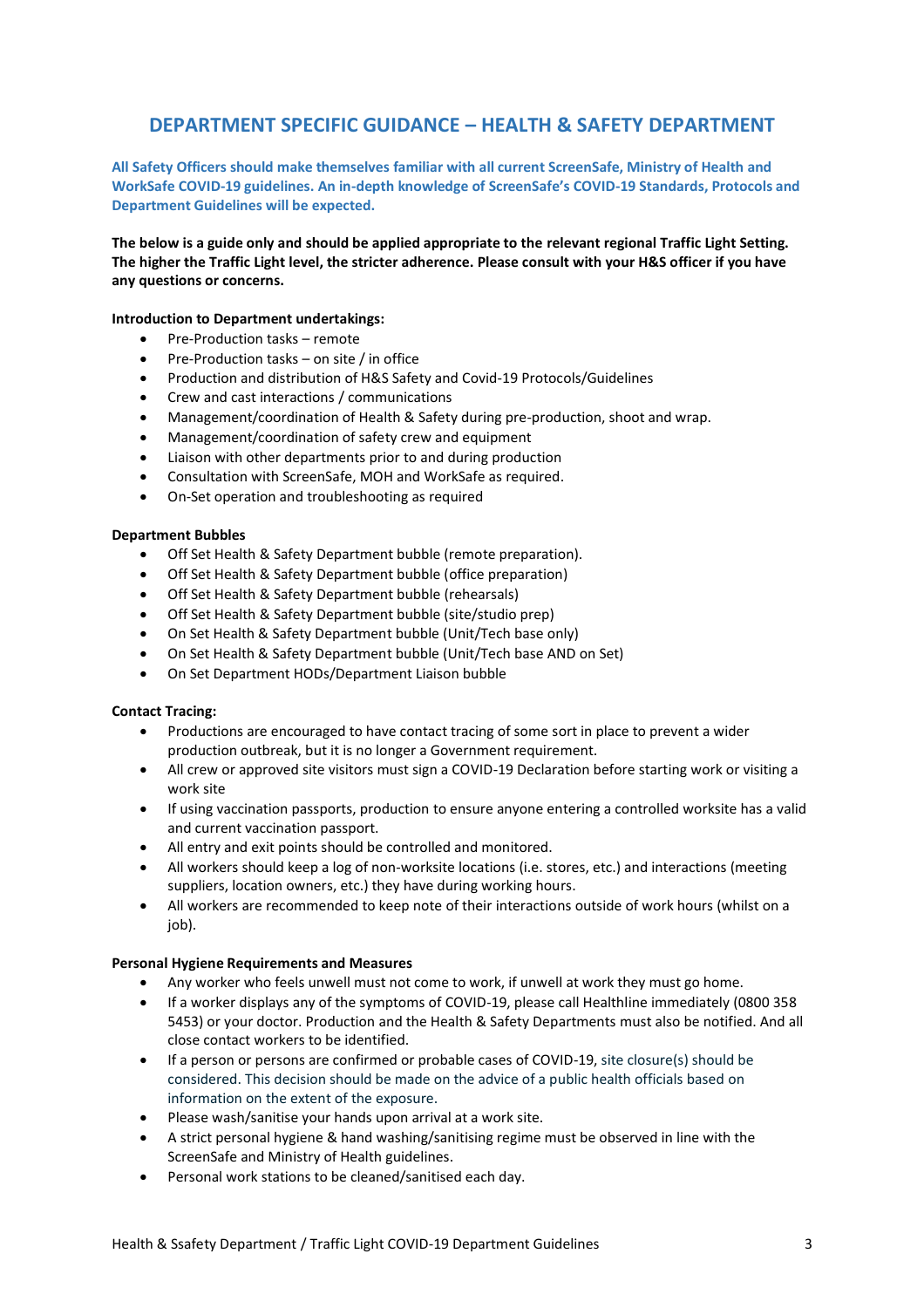# DEPARTMENT SPECIFIC GUIDANCE – HEALTH & SAFETY DEPARTMENT

**All Safety Officers should make themselves familiar with all current ScreenSafe, Ministry of Health and WorkSafe COVID-19 guidelines. An in-depth knowledge of ScreenSafe's COVID-19 Standards, Protocols and Department Guidelines will be expected.**

**The below is a guide only and should be applied appropriate to the relevant regional Traffic Light Setting. The higher the Traffic Light level, the stricter adherence. Please consult with your H&S officer if you have any questions or concerns.**

**Introduction to Department undertakings:**

- Pre-Production tasks – remote
- Pre-Production tasks – on site / in office
- Production and distribution of H&S Safety and Covid-19 Protocols/Guidelines
- Crew and cast interactions / communications
- Management/coordination of Health & Safety during pre-production, shoot and wrap.
- Management/coordination of safety crew and equipment
- Liaison with other departments prior to and during production
- Consultation with ScreenSafe, MOH and WorkSafe as required.
- On-Set operation and troubleshooting as required

**Department Bubbles**

- Off Set Health & Safety Department bubble (remote preparation).
- Off Set Health & Safety Department bubble (office preparation)
- Off Set Health & Safety Department bubble (rehearsals)
- Off Set Health & Safety Department bubble (site/studio prep)
- On Set Health & Safety Department bubble (Unit/Tech base only)
- On Set Health & Safety Department bubble (Unit/Tech base AND on Set)
- On Set Department HODs/Department Liaison bubble

**Contact Tracing:**

- Productions are encouraged to have contact tracing of some sort in place to prevent a wider production outbreak, but it is no longer a Government requirement.
- All crew or approved site visitors must sign a COVID-19 Declaration before starting work or visiting a work site
- If using vaccination passports, production to ensure anyone entering a controlled worksite has a valid and current vaccination passport.
- All entry and exit points should be controlled and monitored.
- All workers should keep a log of non-worksite locations (i.e. stores, etc.) and interactions (meeting suppliers, location owners, etc.) they have during working hours.
- All workers are recommended to keep note of their interactions outside of work hours (whilst on a job).

**Personal Hygiene Requirements and Measures**

- Any worker who feels unwell must not come to work, if unwell at work they must go home.
- If a worker displays any of the symptoms of COVID-19, please call Healthline immediately (0800 358 5453) or your doctor. Production and the Health & Safety Departments must also be notified. And all close contact workers to be identified.
- If a person or persons are confirmed or probable cases of COVID-19, site closure(s) should be considered. This decision should be made on the advice of a public health officials based on information on the extent of the exposure.
- Please wash/sanitise your hands upon arrival at a work site.
- A strict personal hygiene & hand washing/sanitising regime must be observed in line with the ScreenSafe and Ministry of Health guidelines.
- Personal work stations to be cleaned/sanitised each day.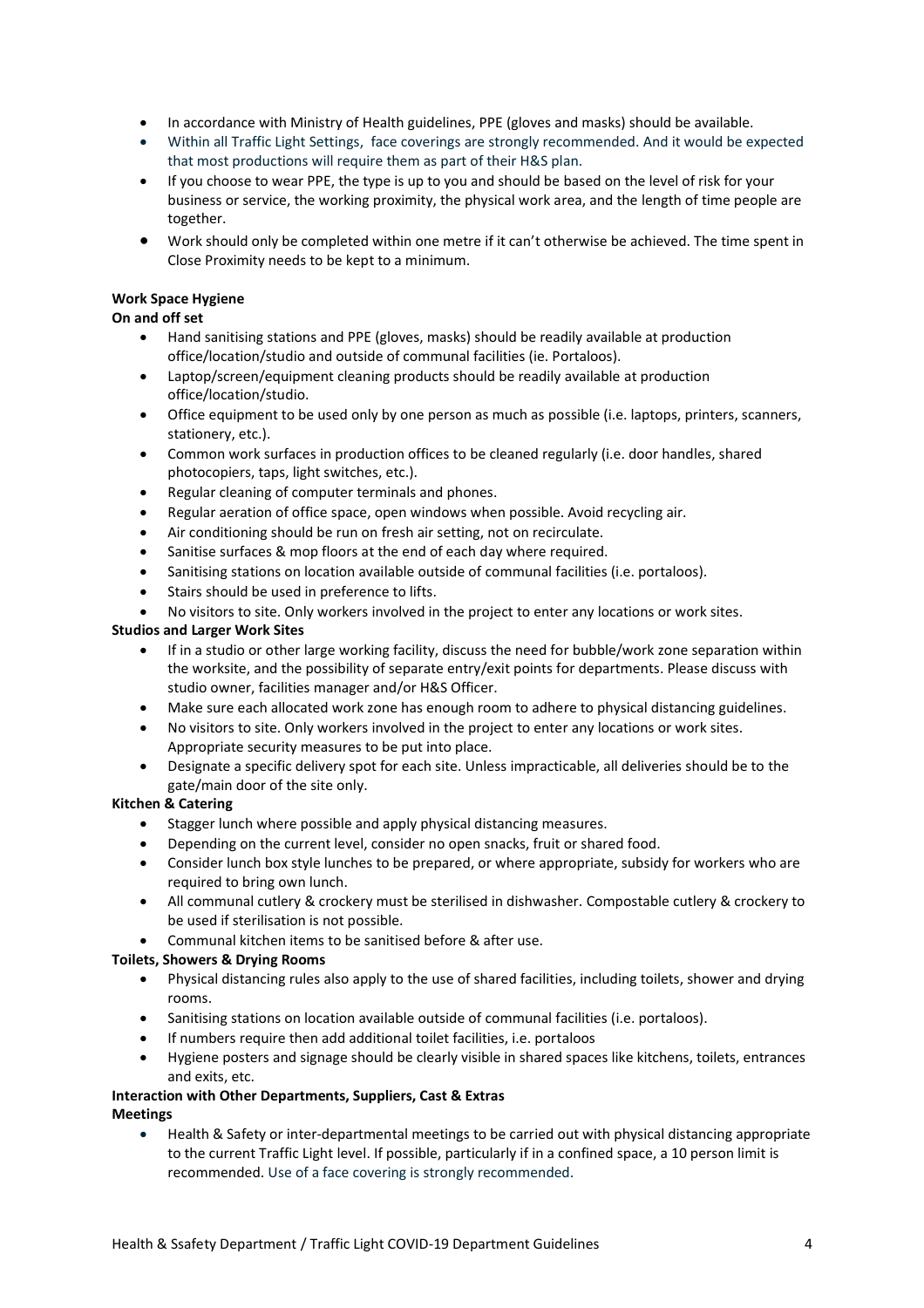- In accordance with Ministry of Health guidelines, PPE (gloves and masks) should be available.
- Within all Traffic Light Settings, face coverings are strongly recommended. And it would be expected that most productions will require them as part of their H&S plan.
- If you choose to wear PPE, the type is up to you and should be based on the level of risk for your business or service, the working proximity, the physical work area, and the length of time people are together.
- Work should only be completed within one metre if it can't otherwise be achieved. The time spent in Close Proximity needs to be kept to a minimum.

**Work Space Hygiene**

**On and off set**

- Hand sanitising stations and PPE (gloves, masks) should be readily available at production office/location/studio and outside of communal facilities (ie. Portaloos).
- Laptop/screen/equipment cleaning products should be readily available at production office/location/studio.
- Office equipment to be used only by one person as much as possible (i.e. laptops, printers, scanners, stationery, etc.).
- Common work surfaces in production offices to be cleaned regularly (i.e. door handles, shared photocopiers, taps, light switches, etc.).
- Regular cleaning of computer terminals and phones.
- Regular aeration of office space, open windows when possible. Avoid recycling air.
- Air conditioning should be run on fresh air setting, not on recirculate.
- Sanitise surfaces & mop floors at the end of each day where required.
- Sanitising stations on location available outside of communal facilities (i.e. portaloos).
- Stairs should be used in preference to lifts.
- No visitors to site. Only workers involved in the project to enter any locations or work sites.

**Studios and Larger Work Sites**

- If in a studio or other large working facility, discuss the need for bubble/work zone separation within the worksite, and the possibility of separate entry/exit points for departments. Please discuss with studio owner, facilities manager and/or H&S Officer.
- Make sure each allocated work zone has enough room to adhere to physical distancing guidelines.
- No visitors to site. Only workers involved in the project to enter any locations or work sites. Appropriate security measures to be put into place.
- Designate a specific delivery spot for each site. Unless impracticable, all deliveries should be to the gate/main door of the site only.

**Kitchen & Catering**

- Stagger lunch where possible and apply physical distancing measures.
- Depending on the current level, consider no open snacks, fruit or shared food.
- Consider lunch box style lunches to be prepared, or where appropriate, subsidy for workers who are required to bring own lunch.
- All communal cutlery & crockery must be sterilised in dishwasher. Compostable cutlery & crockery to be used if sterilisation is not possible.
- Communal kitchen items to be sanitised before & after use.

**Toilets, Showers & Drying Rooms**

- Physical distancing rules also apply to the use of shared facilities, including toilets, shower and drying rooms.
- Sanitising stations on location available outside of communal facilities (i.e. portaloos).
- If numbers require then add additional toilet facilities, i.e. portaloos
- Hygiene posters and signage should be clearly visible in shared spaces like kitchens, toilets, entrances and exits, etc.

**Interaction with Other Departments, Suppliers, Cast & Extras**

**Meetings**

- Health & Safety or inter-departmental meetings to be carried out with physical distancing appropriate to the current Traffic Light level. If possible, particularly if in a confined space, a 10 person limit is recommended. Use of a face covering is strongly recommended.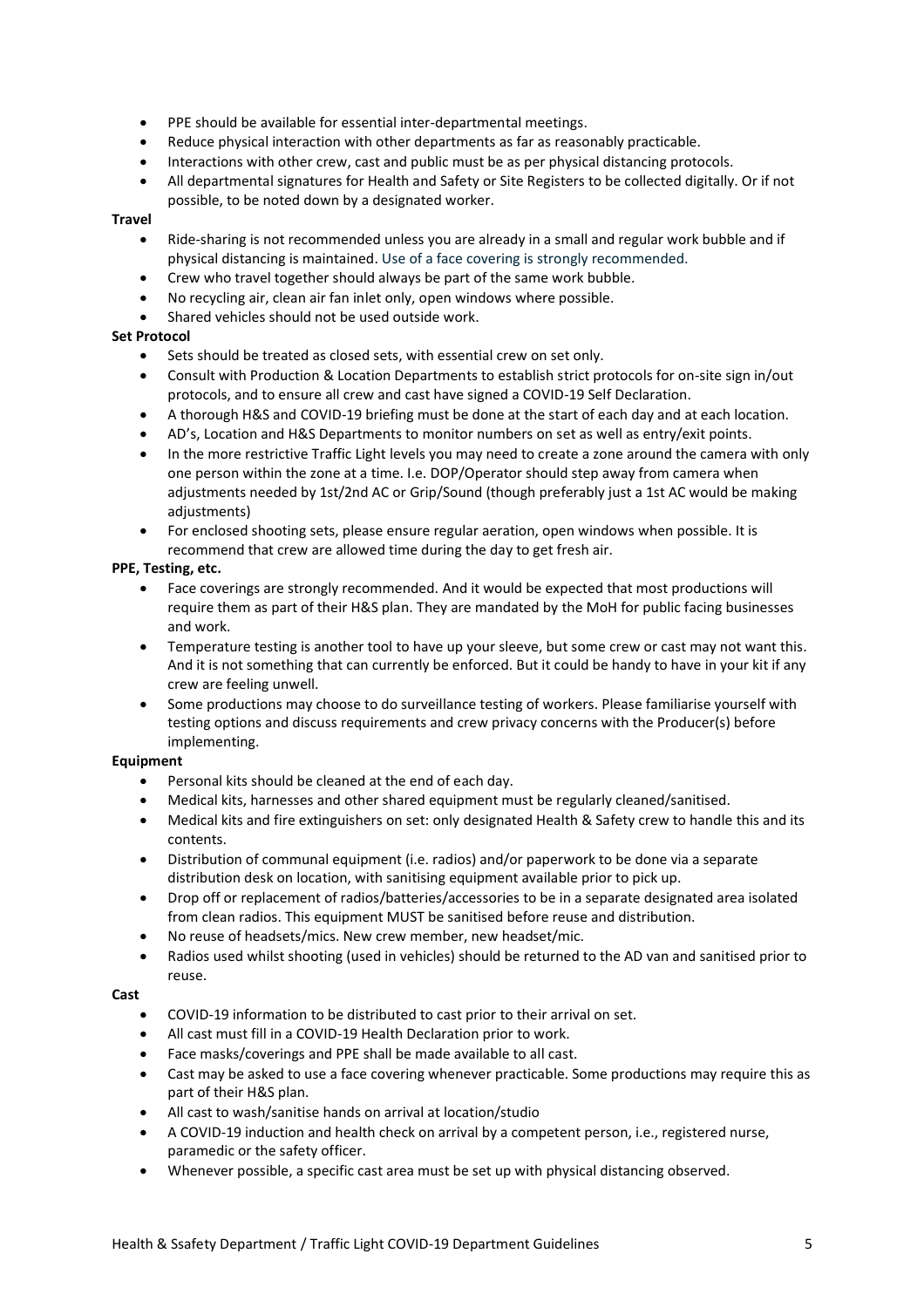- PPE should be available for essential inter-departmental meetings.
- Reduce physical interaction with other departments as far as reasonably practicable.
- Interactions with other crew, cast and public must be as per physical distancing protocols.
- All departmental signatures for Health and Safety or Site Registers to be collected digitally. Or if not possible, to be noted down by a designated worker.

**Travel**

- Ride-sharing is not recommended unless you are already in a small and regular work bubble and if physical distancing is maintained. Use of a face covering is strongly recommended.
- Crew who travel together should always be part of the same work bubble.
- No recycling air, clean air fan inlet only, open windows where possible.
- Shared vehicles should not be used outside work.

**Set Protocol**

- Sets should be treated as closed sets, with essential crew on set only.
- Consult with Production & Location Departments to establish strict protocols for on-site sign in/out protocols, and to ensure all crew and cast have signed a COVID-19 Self Declaration.
- A thorough H&S and COVID-19 briefing must be done at the start of each day and at each location.
- AD's, Location and H&S Departments to monitor numbers on set as well as entry/exit points.
- In the more restrictive Traffic Light levels you may need to create a zone around the camera with only one person within the zone at a time. I.e. DOP/Operator should step away from camera when adjustments needed by 1st/2nd AC or Grip/Sound (though preferably just a 1st AC would be making adjustments)
- For enclosed shooting sets, please ensure regular aeration, open windows when possible. It is recommend that crew are allowed time during the day to get fresh air.

**PPE, Testing, etc.**

- Face coverings are strongly recommended. And it would be expected that most productions will require them as part of their H&S plan. They are mandated by the MoH for public facing businesses and work.
- Temperature testing is another tool to have up your sleeve, but some crew or cast may not want this. And it is not something that can currently be enforced. But it could be handy to have in your kit if any crew are feeling unwell.
- Some productions may choose to do surveillance testing of workers. Please familiarise yourself with testing options and discuss requirements and crew privacy concerns with the Producer(s) before implementing.

**Equipment**

- Personal kits should be cleaned at the end of each day.
- Medical kits, harnesses and other shared equipment must be regularly cleaned/sanitised.
- Medical kits and fire extinguishers on set: only designated Health & Safety crew to handle this and its contents.
- Distribution of communal equipment (i.e. radios) and/or paperwork to be done via a separate distribution desk on location, with sanitising equipment available prior to pick up.
- Drop off or replacement of radios/batteries/accessories to be in a separate designated area isolated from clean radios. This equipment MUST be sanitised before reuse and distribution.
- No reuse of headsets/mics. New crew member, new headset/mic.
- Radios used whilst shooting (used in vehicles) should be returned to the AD van and sanitised prior to reuse.

**Cast**

- COVID-19 information to be distributed to cast prior to their arrival on set.
- All cast must fill in a COVID-19 Health Declaration prior to work.
- Face masks/coverings and PPE shall be made available to all cast.
- Cast may be asked to use a face covering whenever practicable. Some productions may require this as part of their H&S plan.
- All cast to wash/sanitise hands on arrival at location/studio
- A COVID-19 induction and health check on arrival by a competent person, i.e., registered nurse, paramedic or the safety officer.
- Whenever possible, a specific cast area must be set up with physical distancing observed.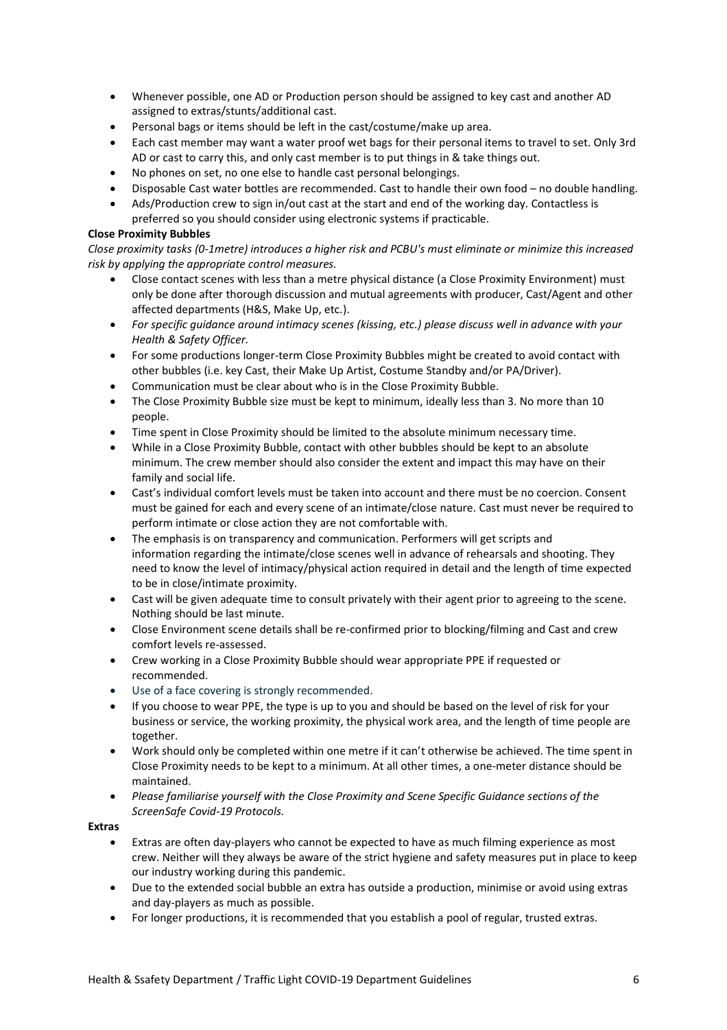- Whenever possible, one AD or Production person should be assigned to key cast and another AD assigned to extras/stunts/additional cast.
- Personal bags or items should be left in the cast/costume/make up area.
- Each cast member may want a water proof wet bags for their personal items to travel to set. Only 3rd AD or cast to carry this, and only cast member is to put things in & take things out.
- No phones on set, no one else to handle cast personal belongings.
- Disposable Cast water bottles are recommended. Cast to handle their own food – no double handling.
- Ads/Production crew to sign in/out cast at the start and end of the working day. Contactless is preferred so you should consider using electronic systems if practicable.

**Close Proximity Bubbles**

*Close proximity tasks (0-1metre) introduces a higher risk and PCBU's must eliminate or minimize this increased risk by applying the appropriate control measures.*

- Close contact scenes with less than a metre physical distance (a Close Proximity Environment) must only be done after thorough discussion and mutual agreements with producer, Cast/Agent and other affected departments (H&S, Make Up, etc.).
- *For specific guidance around intimacy scenes (kissing, etc.) please discuss well in advance with your Health & Safety Officer.*
- For some productions longer-term Close Proximity Bubbles might be created to avoid contact with other bubbles (i.e. key Cast, their Make Up Artist, Costume Standby and/or PA/Driver).
- Communication must be clear about who is in the Close Proximity Bubble.
- The Close Proximity Bubble size must be kept to minimum, ideally less than 3. No more than 10 people.
- Time spent in Close Proximity should be limited to the absolute minimum necessary time.
- While in a Close Proximity Bubble, contact with other bubbles should be kept to an absolute minimum. The crew member should also consider the extent and impact this may have on their family and social life.
- Cast's individual comfort levels must be taken into account and there must be no coercion. Consent must be gained for each and every scene of an intimate/close nature. Cast must never be required to perform intimate or close action they are not comfortable with.
- The emphasis is on transparency and communication. Performers will get scripts and information regarding the intimate/close scenes well in advance of rehearsals and shooting. They need to know the level of intimacy/physical action required in detail and the length of time expected to be in close/intimate proximity.
- Cast will be given adequate time to consult privately with their agent prior to agreeing to the scene. Nothing should be last minute.
- Close Environment scene details shall be re-confirmed prior to blocking/filming and Cast and crew comfort levels re-assessed.
- Crew working in a Close Proximity Bubble should wear appropriate PPE if requested or recommended.
- Use of a face covering is strongly recommended.
- If you choose to wear PPE, the type is up to you and should be based on the level of risk for your business or service, the working proximity, the physical work area, and the length of time people are together.
- Work should only be completed within one metre if it can't otherwise be achieved. The time spent in Close Proximity needs to be kept to a minimum. At all other times, a one-meter distance should be maintained.
- *Please familiarise yourself with the Close Proximity and Scene Specific Guidance sections of the ScreenSafe Covid-19 Protocols.*

**Extras**

- Extras are often day-players who cannot be expected to have as much filming experience as most crew. Neither will they always be aware of the strict hygiene and safety measures put in place to keep our industry working during this pandemic.
- Due to the extended social bubble an extra has outside a production, minimise or avoid using extras and day-players as much as possible.
- For longer productions, it is recommended that you establish a pool of regular, trusted extras.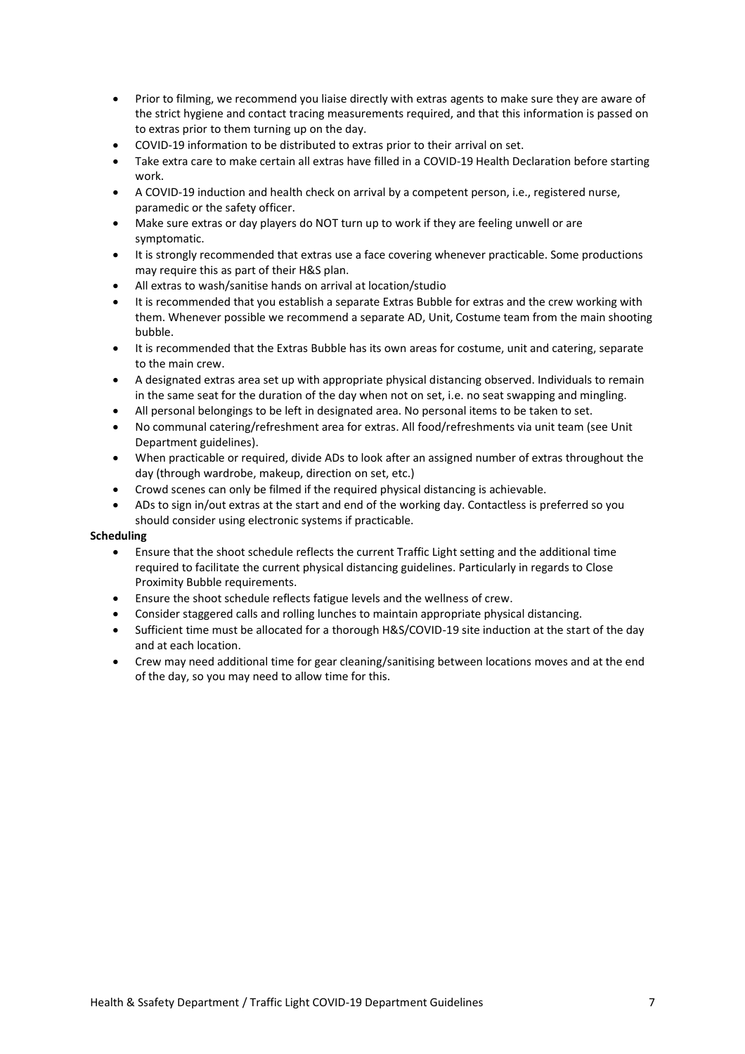- Prior to filming, we recommend you liaise directly with extras agents to make sure they are aware of the strict hygiene and contact tracing measurements required, and that this information is passed on to extras prior to them turning up on the day.
- COVID-19 information to be distributed to extras prior to their arrival on set.
- Take extra care to make certain all extras have filled in a COVID-19 Health Declaration before starting work.
- A COVID-19 induction and health check on arrival by a competent person, i.e., registered nurse, paramedic or the safety officer.
- Make sure extras or day players do NOT turn up to work if they are feeling unwell or are symptomatic.
- It is strongly recommended that extras use a face covering whenever practicable. Some productions may require this as part of their H&S plan.
- All extras to wash/sanitise hands on arrival at location/studio
- It is recommended that you establish a separate Extras Bubble for extras and the crew working with them. Whenever possible we recommend a separate AD, Unit, Costume team from the main shooting bubble.
- It is recommended that the Extras Bubble has its own areas for costume, unit and catering, separate to the main crew.
- A designated extras area set up with appropriate physical distancing observed. Individuals to remain in the same seat for the duration of the day when not on set, i.e. no seat swapping and mingling.
- All personal belongings to be left in designated area. No personal items to be taken to set.
- No communal catering/refreshment area for extras. All food/refreshments via unit team (see Unit Department guidelines).
- When practicable or required, divide ADs to look after an assigned number of extras throughout the day (through wardrobe, makeup, direction on set, etc.)
- Crowd scenes can only be filmed if the required physical distancing is achievable.
- ADs to sign in/out extras at the start and end of the working day. Contactless is preferred so you should consider using electronic systems if practicable.

**Scheduling**

- Ensure that the shoot schedule reflects the current Traffic Light setting and the additional time required to facilitate the current physical distancing guidelines. Particularly in regards to Close Proximity Bubble requirements.
- Ensure the shoot schedule reflects fatigue levels and the wellness of crew.
- Consider staggered calls and rolling lunches to maintain appropriate physical distancing.
- Sufficient time must be allocated for a thorough H&S/COVID-19 site induction at the start of the day and at each location.
- Crew may need additional time for gear cleaning/sanitising between locations moves and at the end of the day, so you may need to allow time for this.